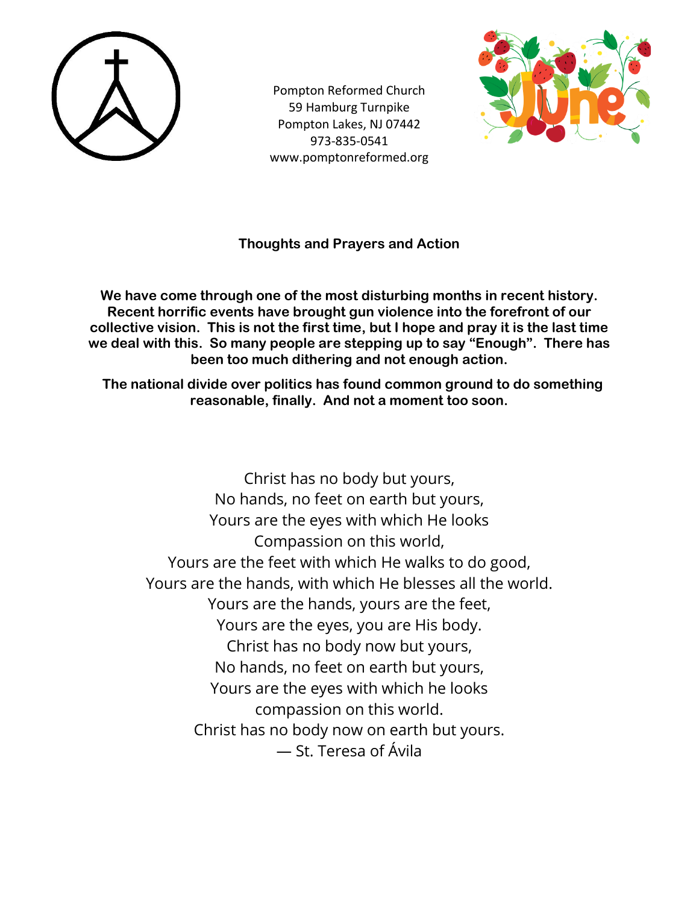Pompton Reformed Church
59 Hamburg Turnpike
Pompton Lakes, NJ 07442
973-835-0541
www.pomptonreformed.org

## Thoughts and Prayers and Action

**We have come through one of the most disturbing months in recent history. Recent horrific events have brought gun violence into the forefront of our collective vision. This is not the first time, but I hope and pray it is the last time we deal with this. So many people are stepping up to say "Enough". There has been too much dithering and not enough action.**

**The national divide over politics has found common ground to do something reasonable, finally. And not a moment too soon.**

Christ has no body but yours,
No hands, no feet on earth but yours,
Yours are the eyes with which He looks
Compassion on this world,
Yours are the feet with which He walks to do good,
Yours are the hands, with which He blesses all the world.
Yours are the hands, yours are the feet,
Yours are the eyes, you are His body.
Christ has no body now but yours,
No hands, no feet on earth but yours,
Yours are the eyes with which he looks
compassion on this world.
Christ has no body now on earth but yours.
— St. Teresa of Ávila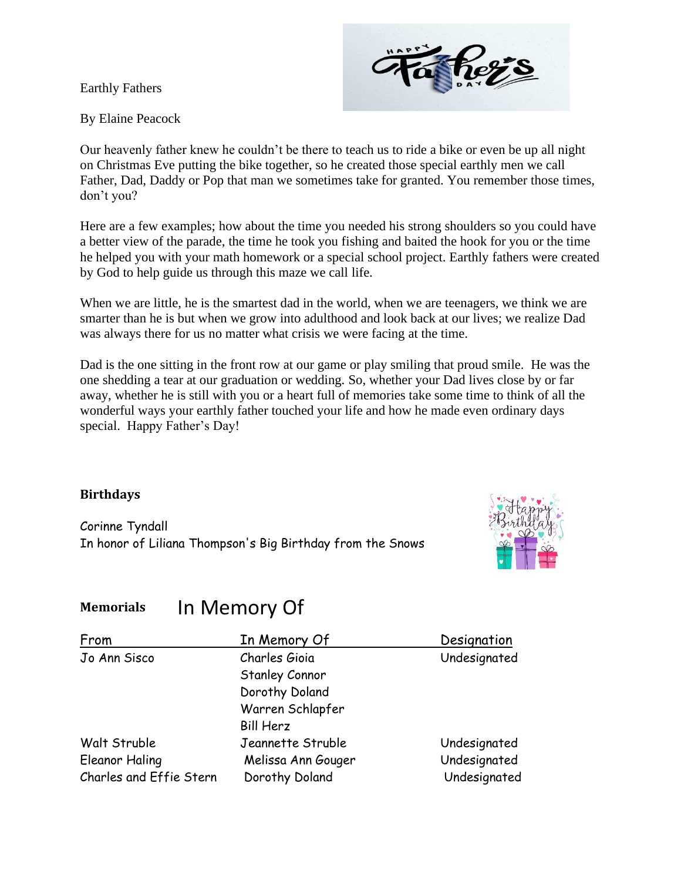Earthly Fathers

By Elaine Peacock

Our heavenly father knew he couldn't be there to teach us to ride a bike or even be up all night on Christmas Eve putting the bike together, so he created those special earthly men we call Father, Dad, Daddy or Pop that man we sometimes take for granted. You remember those times, don't you?

Here are a few examples; how about the time you needed his strong shoulders so you could have a better view of the parade, the time he took you fishing and baited the hook for you or the time he helped you with your math homework or a special school project. Earthly fathers were created by God to help guide us through this maze we call life.

When we are little, he is the smartest dad in the world, when we are teenagers, we think we are smarter than he is but when we grow into adulthood and look back at our lives; we realize Dad was always there for us no matter what crisis we were facing at the time.

Dad is the one sitting in the front row at our game or play smiling that proud smile. He was the one shedding a tear at our graduation or wedding. So, whether your Dad lives close by or far away, whether he is still with you or a heart full of memories take some time to think of all the wonderful ways your earthly father touched your life and how he made even ordinary days special. Happy Father's Day!

**Birthdays**

Corinne Tyndall
In honor of Liliana Thompson's Big Birthday from the Snows

**Memorials** In Memory Of

| From | In Memory Of | Designation |
| --- | --- | --- |
| Jo Ann Sisco | Charles Gioia | Undesignated |
| | Stanley Connor | |
| | Dorothy Doland | |
| | Warren Schlapfer | |
| | Bill Herz | |
| Walt Struble | Jeannette Struble | Undesignated |
| Eleanor Haling | Melissa Ann Gouger | Undesignated |
| Charles and Effie Stern | Dorothy Doland | Undesignated |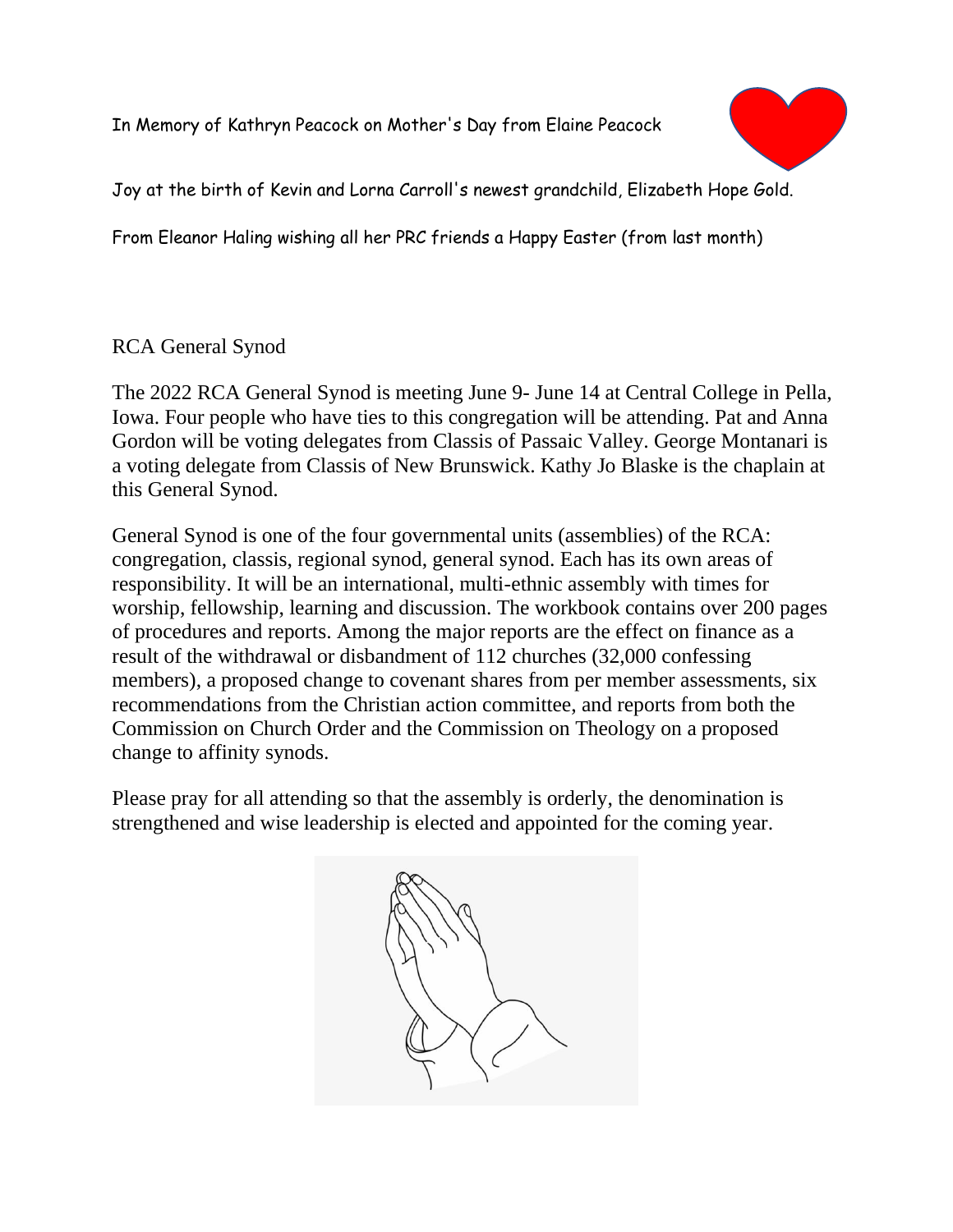In Memory of Kathryn Peacock on Mother's Day from Elaine Peacock

Joy at the birth of Kevin and Lorna Carroll's newest grandchild, Elizabeth Hope Gold.

From Eleanor Haling wishing all her PRC friends a Happy Easter (from last month)

## RCA General Synod

The 2022 RCA General Synod is meeting June 9- June 14 at Central College in Pella, Iowa. Four people who have ties to this congregation will be attending. Pat and Anna Gordon will be voting delegates from Classis of Passaic Valley. George Montanari is a voting delegate from Classis of New Brunswick. Kathy Jo Blaske is the chaplain at this General Synod.

General Synod is one of the four governmental units (assemblies) of the RCA: congregation, classis, regional synod, general synod. Each has its own areas of responsibility. It will be an international, multi-ethnic assembly with times for worship, fellowship, learning and discussion. The workbook contains over 200 pages of procedures and reports. Among the major reports are the effect on finance as a result of the withdrawal or disbandment of 112 churches (32,000 confessing members), a proposed change to covenant shares from per member assessments, six recommendations from the Christian action committee, and reports from both the Commission on Church Order and the Commission on Theology on a proposed change to affinity synods.

Please pray for all attending so that the assembly is orderly, the denomination is strengthened and wise leadership is elected and appointed for the coming year.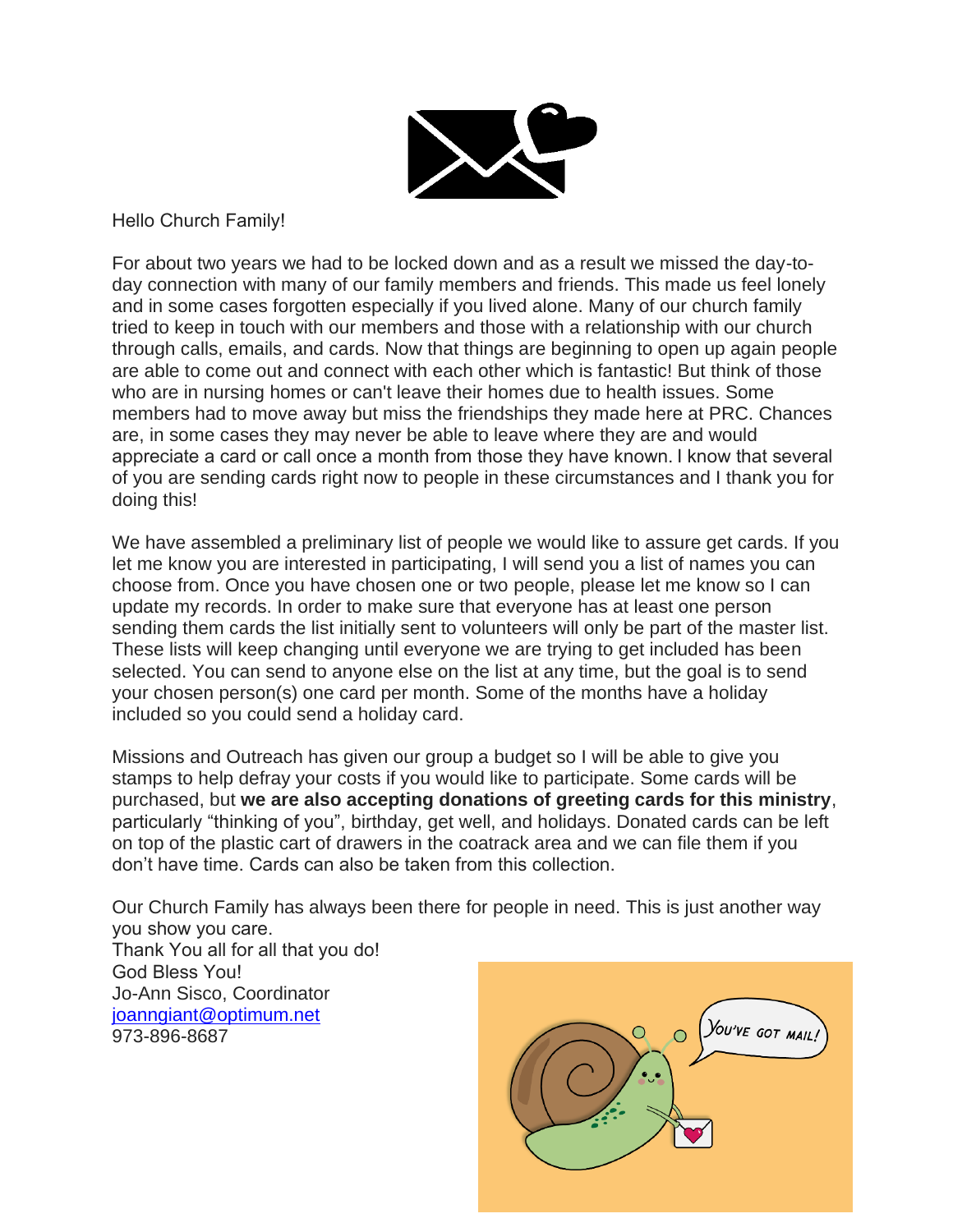Hello Church Family!

For about two years we had to be locked down and as a result we missed the day-to-day connection with many of our family members and friends. This made us feel lonely and in some cases forgotten especially if you lived alone. Many of our church family tried to keep in touch with our members and those with a relationship with our church through calls, emails, and cards. Now that things are beginning to open up again people are able to come out and connect with each other which is fantastic! But think of those who are in nursing homes or can't leave their homes due to health issues. Some members had to move away but miss the friendships they made here at PRC. Chances are, in some cases they may never be able to leave where they are and would appreciate a card or call once a month from those they have known. I know that several of you are sending cards right now to people in these circumstances and I thank you for doing this!

We have assembled a preliminary list of people we would like to assure get cards. If you let me know you are interested in participating, I will send you a list of names you can choose from. Once you have chosen one or two people, please let me know so I can update my records. In order to make sure that everyone has at least one person sending them cards the list initially sent to volunteers will only be part of the master list. These lists will keep changing until everyone we are trying to get included has been selected. You can send to anyone else on the list at any time, but the goal is to send your chosen person(s) one card per month. Some of the months have a holiday included so you could send a holiday card.

Missions and Outreach has given our group a budget so I will be able to give you stamps to help defray your costs if you would like to participate. Some cards will be purchased, but **we are also accepting donations of greeting cards for this ministry**, particularly "thinking of you", birthday, get well, and holidays. Donated cards can be left on top of the plastic cart of drawers in the coatrack area and we can file them if you don't have time. Cards can also be taken from this collection.

Our Church Family has always been there for people in need. This is just another way you show you care.
Thank You all for all that you do!
God Bless You!
Jo-Ann Sisco, Coordinator
[joanngiant@optimum.net](mailto:joanngiant@optimum.net)
973-896-8687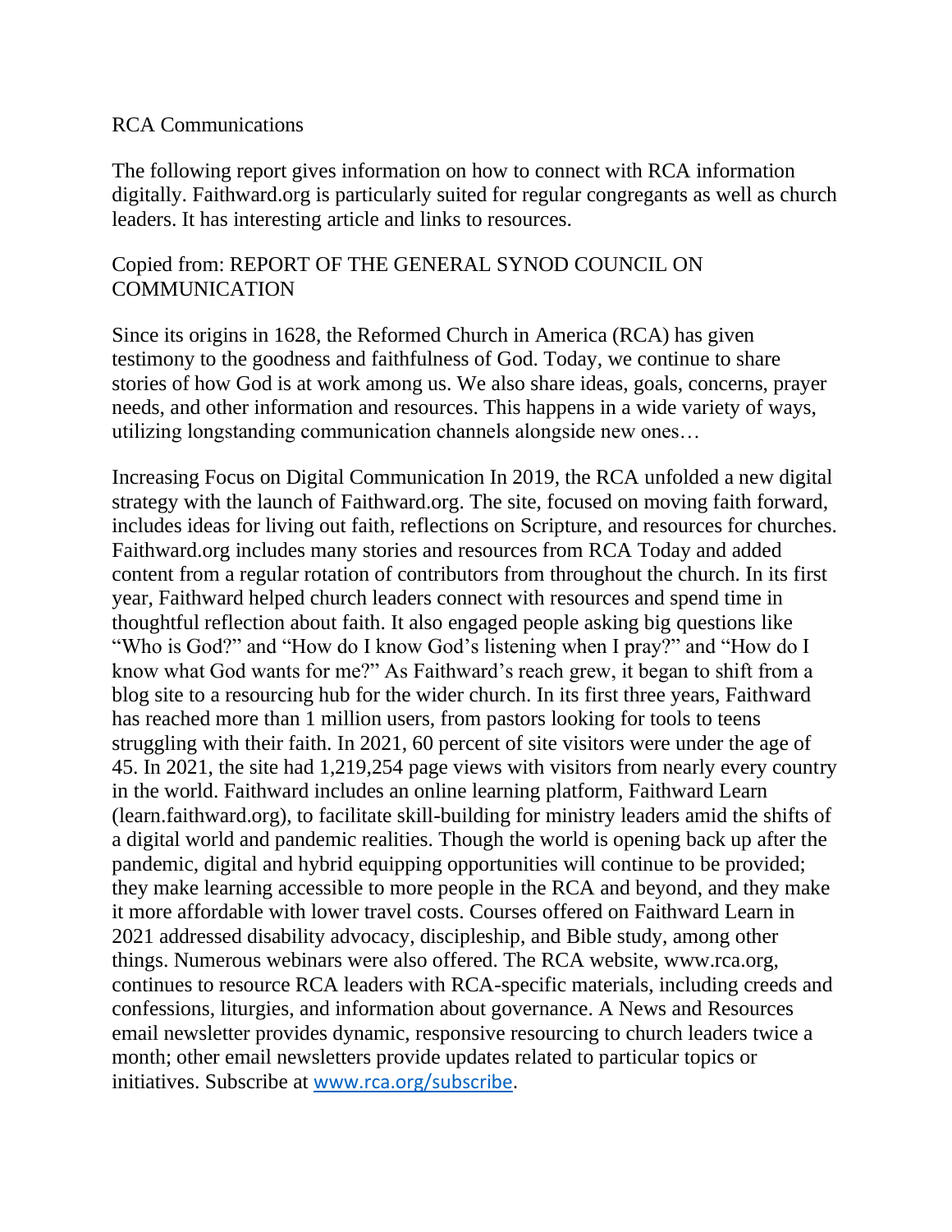RCA Communications

The following report gives information on how to connect with RCA information digitally. Faithward.org is particularly suited for regular congregants as well as church leaders. It has interesting article and links to resources.

Copied from: REPORT OF THE GENERAL SYNOD COUNCIL ON COMMUNICATION

Since its origins in 1628, the Reformed Church in America (RCA) has given testimony to the goodness and faithfulness of God. Today, we continue to share stories of how God is at work among us. We also share ideas, goals, concerns, prayer needs, and other information and resources. This happens in a wide variety of ways, utilizing longstanding communication channels alongside new ones…

Increasing Focus on Digital Communication In 2019, the RCA unfolded a new digital strategy with the launch of Faithward.org. The site, focused on moving faith forward, includes ideas for living out faith, reflections on Scripture, and resources for churches. Faithward.org includes many stories and resources from RCA Today and added content from a regular rotation of contributors from throughout the church. In its first year, Faithward helped church leaders connect with resources and spend time in thoughtful reflection about faith. It also engaged people asking big questions like "Who is God?" and "How do I know God's listening when I pray?" and "How do I know what God wants for me?" As Faithward's reach grew, it began to shift from a blog site to a resourcing hub for the wider church. In its first three years, Faithward has reached more than 1 million users, from pastors looking for tools to teens struggling with their faith. In 2021, 60 percent of site visitors were under the age of 45. In 2021, the site had 1,219,254 page views with visitors from nearly every country in the world. Faithward includes an online learning platform, Faithward Learn (learn.faithward.org), to facilitate skill-building for ministry leaders amid the shifts of a digital world and pandemic realities. Though the world is opening back up after the pandemic, digital and hybrid equipping opportunities will continue to be provided; they make learning accessible to more people in the RCA and beyond, and they make it more affordable with lower travel costs. Courses offered on Faithward Learn in 2021 addressed disability advocacy, discipleship, and Bible study, among other things. Numerous webinars were also offered. The RCA website, www.rca.org, continues to resource RCA leaders with RCA-specific materials, including creeds and confessions, liturgies, and information about governance. A News and Resources email newsletter provides dynamic, responsive resourcing to church leaders twice a month; other email newsletters provide updates related to particular topics or initiatives. Subscribe at www.rca.org/subscribe.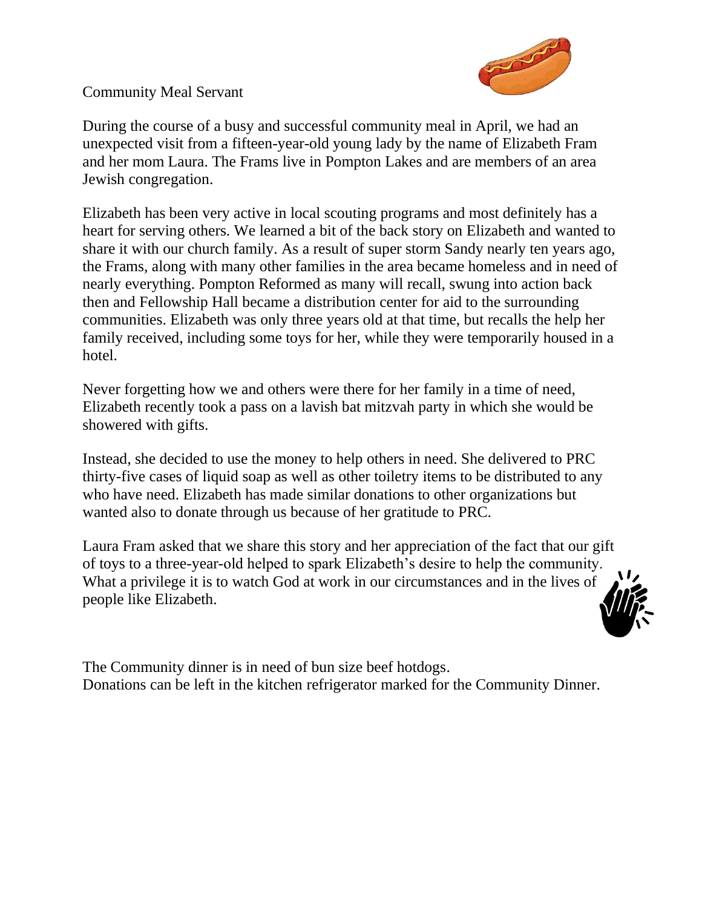## Community Meal Servant

During the course of a busy and successful community meal in April, we had an unexpected visit from a fifteen-year-old young lady by the name of Elizabeth Fram and her mom Laura. The Frams live in Pompton Lakes and are members of an area Jewish congregation.

Elizabeth has been very active in local scouting programs and most definitely has a heart for serving others. We learned a bit of the back story on Elizabeth and wanted to share it with our church family. As a result of super storm Sandy nearly ten years ago, the Frams, along with many other families in the area became homeless and in need of nearly everything. Pompton Reformed as many will recall, swung into action back then and Fellowship Hall became a distribution center for aid to the surrounding communities. Elizabeth was only three years old at that time, but recalls the help her family received, including some toys for her, while they were temporarily housed in a hotel.

Never forgetting how we and others were there for her family in a time of need, Elizabeth recently took a pass on a lavish bat mitzvah party in which she would be showered with gifts.

Instead, she decided to use the money to help others in need. She delivered to PRC thirty-five cases of liquid soap as well as other toiletry items to be distributed to any who have need. Elizabeth has made similar donations to other organizations but wanted also to donate through us because of her gratitude to PRC.

Laura Fram asked that we share this story and her appreciation of the fact that our gift of toys to a three-year-old helped to spark Elizabeth's desire to help the community. What a privilege it is to watch God at work in our circumstances and in the lives of people like Elizabeth.

The Community dinner is in need of bun size beef hotdogs.
Donations can be left in the kitchen refrigerator marked for the Community Dinner.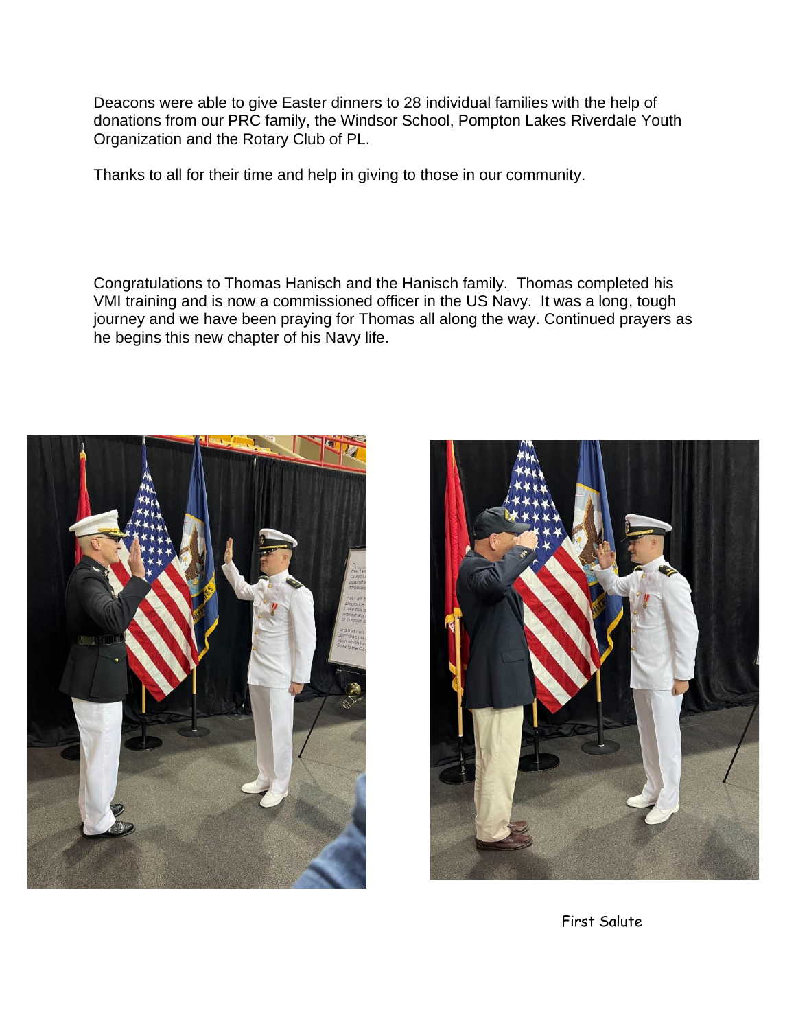Deacons were able to give Easter dinners to 28 individual families with the help of donations from our PRC family, the Windsor School, Pompton Lakes Riverdale Youth Organization and the Rotary Club of PL.

Thanks to all for their time and help in giving to those in our community.

Congratulations to Thomas Hanisch and the Hanisch family. Thomas completed his VMI training and is now a commissioned officer in the US Navy. It was a long, tough journey and we have been praying for Thomas all along the way. Continued prayers as he begins this new chapter of his Navy life.

First Salute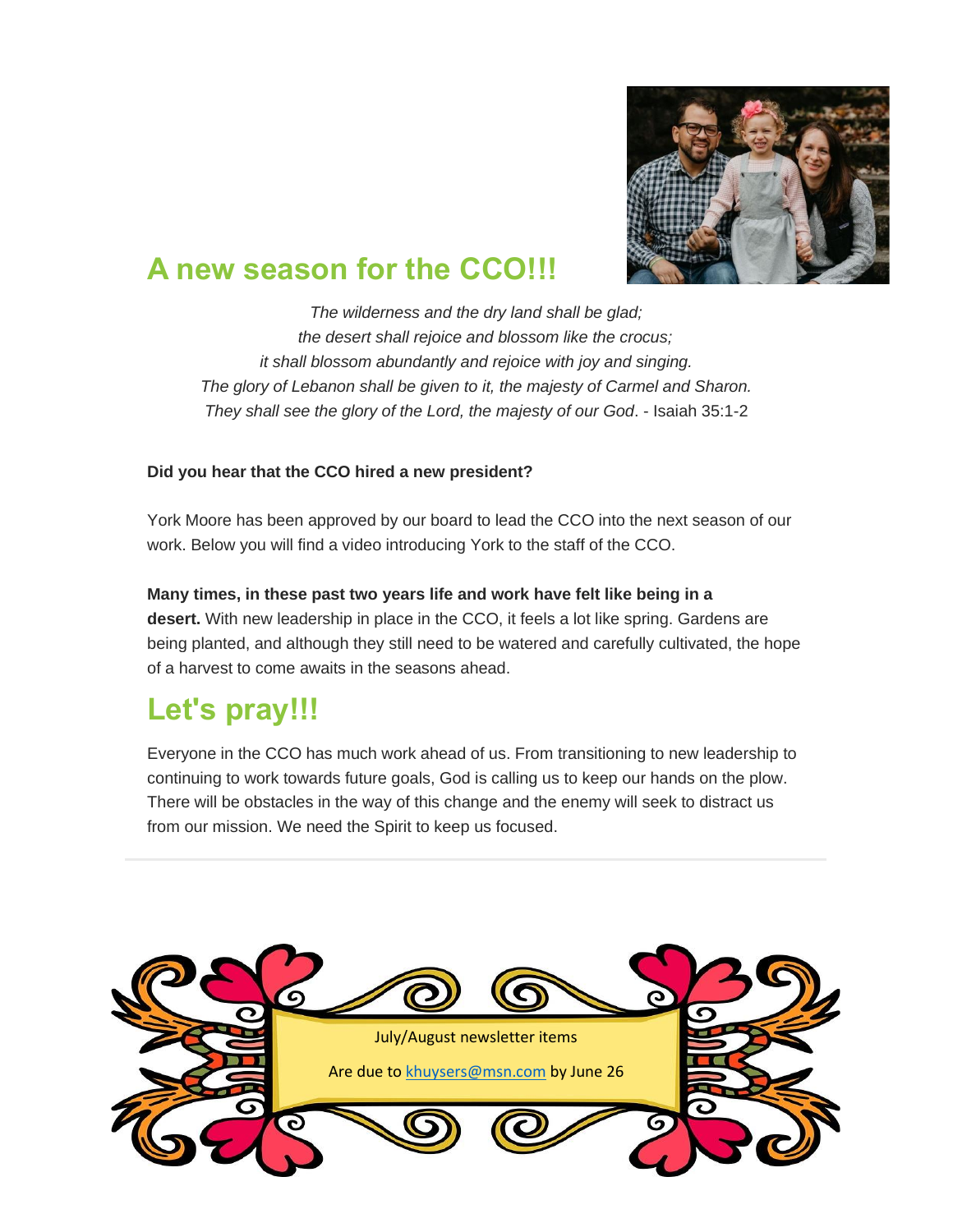## A new season for the CCO!!!

*The wilderness and the dry land shall be glad;*
*the desert shall rejoice and blossom like the crocus;*
*it shall blossom abundantly and rejoice with joy and singing.*
*The glory of Lebanon shall be given to it, the majesty of Carmel and Sharon.*
*They shall see the glory of the Lord, the majesty of our God*. - Isaiah 35:1-2

**Did you hear that the CCO hired a new president?**

York Moore has been approved by our board to lead the CCO into the next season of our work. Below you will find a video introducing York to the staff of the CCO.

**Many times, in these past two years life and work have felt like being in a desert.** With new leadership in place in the CCO, it feels a lot like spring. Gardens are being planted, and although they still need to be watered and carefully cultivated, the hope of a harvest to come awaits in the seasons ahead.

## Let's pray!!!

Everyone in the CCO has much work ahead of us. From transitioning to new leadership to continuing to work towards future goals, God is calling us to keep our hands on the plow. There will be obstacles in the way of this change and the enemy will seek to distract us from our mission. We need the Spirit to keep us focused.

---

July/August newsletter items

Are due to khuysers@msn.com by June 26